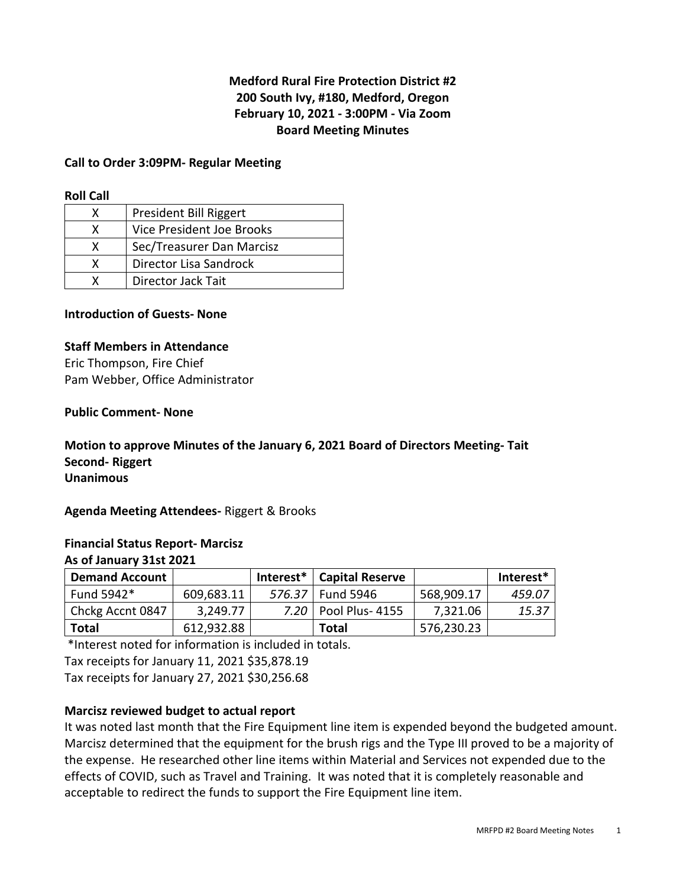# Medford Rural Fire Protection District #2
## 200 South Ivy, #180, Medford, Oregon
## February 10, 2021 - 3:00PM - Via Zoom
## Board Meeting Minutes

**Call to Order 3:09PM- Regular Meeting**

**Roll Call**

| | |
|---|---|
| X | President Bill Riggert |
| X | Vice President Joe Brooks |
| X | Sec/Treasurer Dan Marcisz |
| X | Director Lisa Sandrock |
| X | Director Jack Tait |

**Introduction of Guests- None**

**Staff Members in Attendance**

Eric Thompson, Fire Chief
Pam Webber, Office Administrator

**Public Comment- None**

**Motion to approve Minutes of the January 6, 2021 Board of Directors Meeting- Tait**
**Second- Riggert**
**Unanimous**

**Agenda Meeting Attendees-** Riggert & Brooks

**Financial Status Report- Marcisz**
**As of January 31st 2021**

| Demand Account | | Interest* | Capital Reserve | | Interest* |
|---|---|---|---|---|---|
| Fund 5942* | 609,683.11 | *576.37* | Fund 5946 | 568,909.17 | *459.07* |
| Chckg Accnt 0847 | 3,249.77 | *7.20* | Pool Plus- 4155 | 7,321.06 | *15.37* |
| **Total** | 612,932.88 | | **Total** | 576,230.23 | |

*Interest noted for information is included in totals.
Tax receipts for January 11, 2021 $35,878.19
Tax receipts for January 27, 2021 $30,256.68

**Marcisz reviewed budget to actual report**

It was noted last month that the Fire Equipment line item is expended beyond the budgeted amount. Marcisz determined that the equipment for the brush rigs and the Type III proved to be a majority of the expense. He researched other line items within Material and Services not expended due to the effects of COVID, such as Travel and Training. It was noted that it is completely reasonable and acceptable to redirect the funds to support the Fire Equipment line item.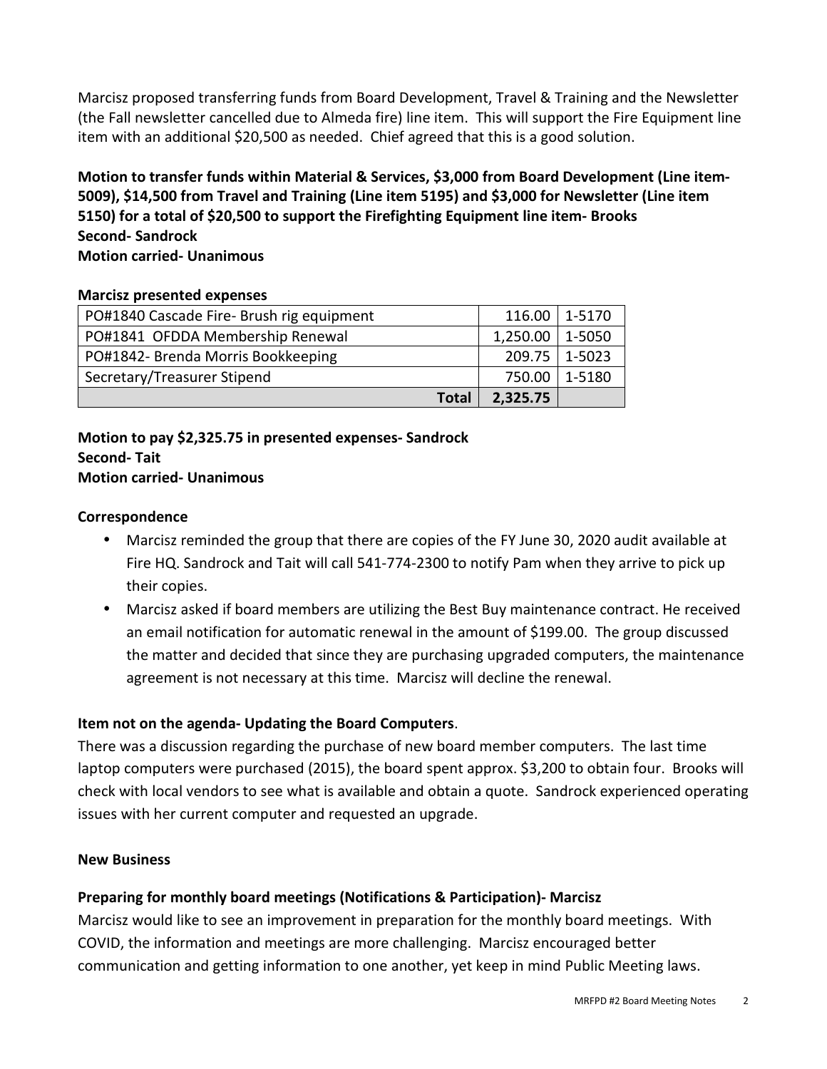Marcisz proposed transferring funds from Board Development, Travel & Training and the Newsletter (the Fall newsletter cancelled due to Almeda fire) line item. This will support the Fire Equipment line item with an additional $20,500 as needed. Chief agreed that this is a good solution.

**Motion to transfer funds within Material & Services, $3,000 from Board Development (Line item-5009), $14,500 from Travel and Training (Line item 5195) and $3,000 for Newsletter (Line item 5150) for a total of $20,500 to support the Firefighting Equipment line item- Brooks**
**Second- Sandrock**
**Motion carried- Unanimous**

**Marcisz presented expenses**

| | | |
|---|---|---|
| PO#1840 Cascade Fire- Brush rig equipment | 116.00 | 1-5170 |
| PO#1841 OFDDA Membership Renewal | 1,250.00 | 1-5050 |
| PO#1842- Brenda Morris Bookkeeping | 209.75 | 1-5023 |
| Secretary/Treasurer Stipend | 750.00 | 1-5180 |
| **Total** | **2,325.75** | |

**Motion to pay $2,325.75 in presented expenses- Sandrock**
**Second- Tait**
**Motion carried- Unanimous**

**Correspondence**

- Marcisz reminded the group that there are copies of the FY June 30, 2020 audit available at Fire HQ. Sandrock and Tait will call 541-774-2300 to notify Pam when they arrive to pick up their copies.
- Marcisz asked if board members are utilizing the Best Buy maintenance contract. He received an email notification for automatic renewal in the amount of $199.00. The group discussed the matter and decided that since they are purchasing upgraded computers, the maintenance agreement is not necessary at this time. Marcisz will decline the renewal.

**Item not on the agenda- Updating the Board Computers**.

There was a discussion regarding the purchase of new board member computers. The last time laptop computers were purchased (2015), the board spent approx. $3,200 to obtain four. Brooks will check with local vendors to see what is available and obtain a quote. Sandrock experienced operating issues with her current computer and requested an upgrade.

**New Business**

**Preparing for monthly board meetings (Notifications & Participation)- Marcisz**

Marcisz would like to see an improvement in preparation for the monthly board meetings. With COVID, the information and meetings are more challenging. Marcisz encouraged better communication and getting information to one another, yet keep in mind Public Meeting laws.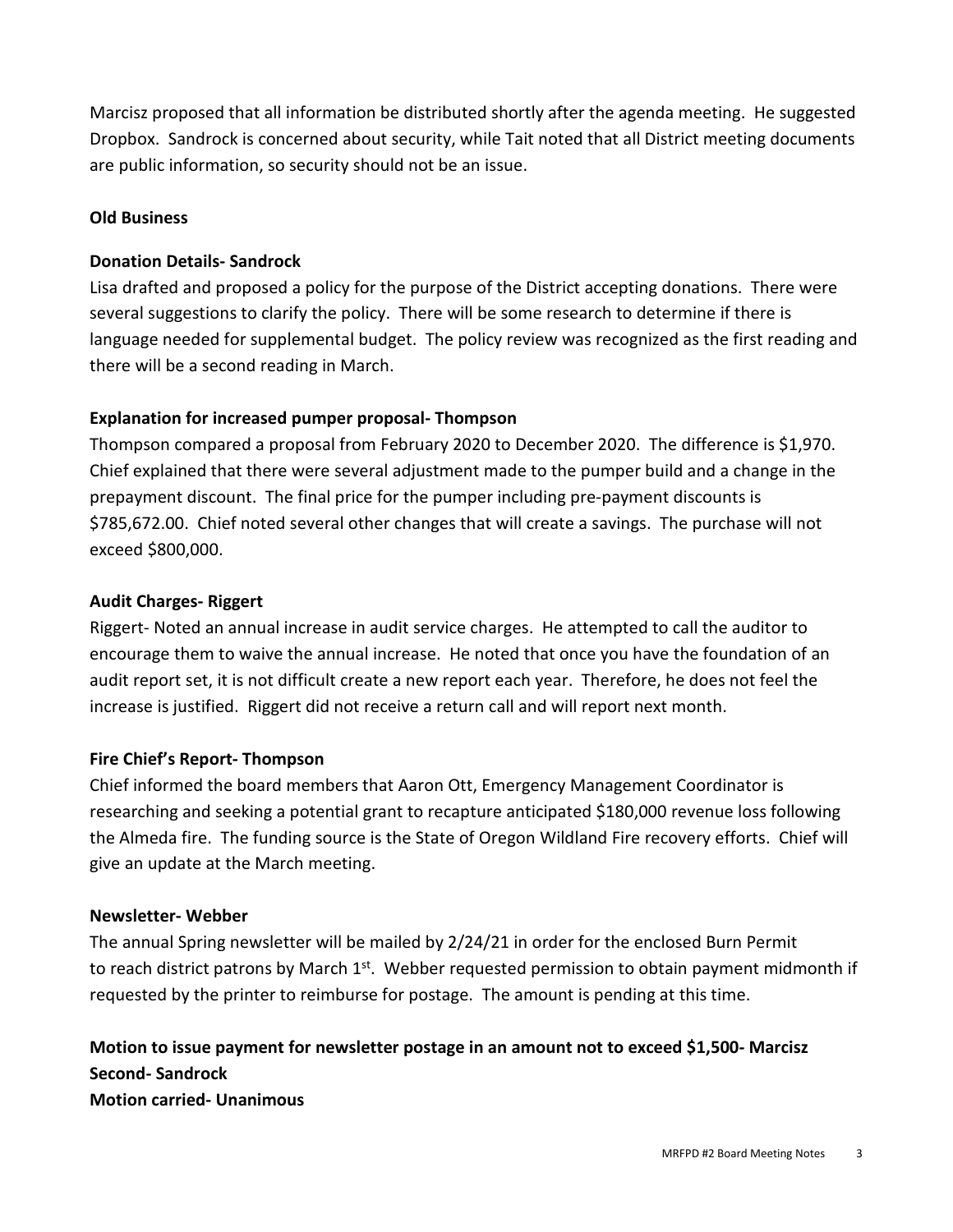Marcisz proposed that all information be distributed shortly after the agenda meeting. He suggested Dropbox. Sandrock is concerned about security, while Tait noted that all District meeting documents are public information, so security should not be an issue.

**Old Business**

**Donation Details- Sandrock**

Lisa drafted and proposed a policy for the purpose of the District accepting donations. There were several suggestions to clarify the policy. There will be some research to determine if there is language needed for supplemental budget. The policy review was recognized as the first reading and there will be a second reading in March.

**Explanation for increased pumper proposal- Thompson**

Thompson compared a proposal from February 2020 to December 2020. The difference is $1,970. Chief explained that there were several adjustment made to the pumper build and a change in the prepayment discount. The final price for the pumper including pre-payment discounts is $785,672.00. Chief noted several other changes that will create a savings. The purchase will not exceed $800,000.

**Audit Charges- Riggert**

Riggert- Noted an annual increase in audit service charges. He attempted to call the auditor to encourage them to waive the annual increase. He noted that once you have the foundation of an audit report set, it is not difficult create a new report each year. Therefore, he does not feel the increase is justified. Riggert did not receive a return call and will report next month.

**Fire Chief's Report- Thompson**

Chief informed the board members that Aaron Ott, Emergency Management Coordinator is researching and seeking a potential grant to recapture anticipated $180,000 revenue loss following the Almeda fire. The funding source is the State of Oregon Wildland Fire recovery efforts. Chief will give an update at the March meeting.

**Newsletter- Webber**

The annual Spring newsletter will be mailed by 2/24/21 in order for the enclosed Burn Permit to reach district patrons by March 1st. Webber requested permission to obtain payment midmonth if requested by the printer to reimburse for postage. The amount is pending at this time.

**Motion to issue payment for newsletter postage in an amount not to exceed $1,500- Marcisz**
**Second- Sandrock**
**Motion carried- Unanimous**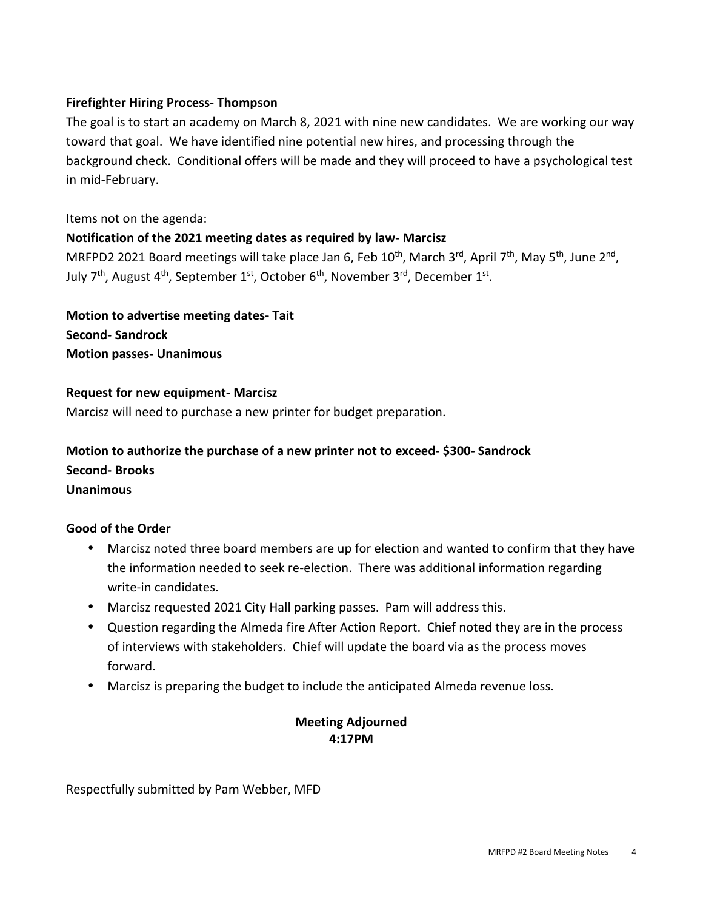**Firefighter Hiring Process- Thompson**

The goal is to start an academy on March 8, 2021 with nine new candidates. We are working our way toward that goal. We have identified nine potential new hires, and processing through the background check. Conditional offers will be made and they will proceed to have a psychological test in mid-February.

Items not on the agenda:

**Notification of the 2021 meeting dates as required by law- Marcisz**

MRFPD2 2021 Board meetings will take place Jan 6, Feb 10th, March 3rd, April 7th, May 5th, June 2nd, July 7th, August 4th, September 1st, October 6th, November 3rd, December 1st.

**Motion to advertise meeting dates- Tait**
**Second- Sandrock**
**Motion passes- Unanimous**

**Request for new equipment- Marcisz**

Marcisz will need to purchase a new printer for budget preparation.

**Motion to authorize the purchase of a new printer not to exceed- $300- Sandrock**
**Second- Brooks**
**Unanimous**

**Good of the Order**

- Marcisz noted three board members are up for election and wanted to confirm that they have the information needed to seek re-election. There was additional information regarding write-in candidates.
- Marcisz requested 2021 City Hall parking passes. Pam will address this.
- Question regarding the Almeda fire After Action Report. Chief noted they are in the process of interviews with stakeholders. Chief will update the board via as the process moves forward.
- Marcisz is preparing the budget to include the anticipated Almeda revenue loss.

**Meeting Adjourned**
**4:17PM**

Respectfully submitted by Pam Webber, MFD